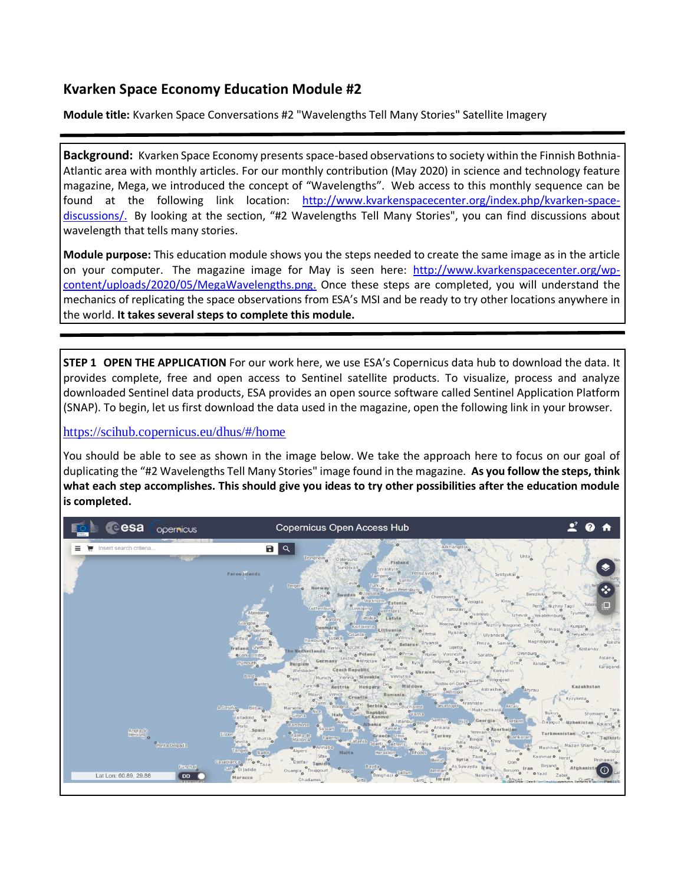# Kvarken Space Economy Education Module #2

**Module title:** Kvarken Space Conversations #2 "Wavelengths Tell Many Stories" Satellite Imagery

**Background:** Kvarken Space Economy presents space-based observations to society within the Finnish Bothnia-Atlantic area with monthly articles. For our monthly contribution (May 2020) in science and technology feature magazine, Mega, we introduced the concept of "Wavelengths". Web access to this monthly sequence can be found at the following link location: http://www.kvarkenspacecenter.org/index.php/kvarken-space-discussions/. By looking at the section, "#2 Wavelengths Tell Many Stories", you can find discussions about wavelength that tells many stories.

**Module purpose:** This education module shows you the steps needed to create the same image as in the article on your computer. The magazine image for May is seen here: http://www.kvarkenspacecenter.org/wp-content/uploads/2020/05/MegaWavelengths.png. Once these steps are completed, you will understand the mechanics of replicating the space observations from ESA's MSI and be ready to try other locations anywhere in the world. **It takes several steps to complete this module.**

**STEP 1 OPEN THE APPLICATION** For our work here, we use ESA's Copernicus data hub to download the data. It provides complete, free and open access to Sentinel satellite products. To visualize, process and analyze downloaded Sentinel data products, ESA provides an open source software called Sentinel Application Platform (SNAP). To begin, let us first download the data used in the magazine, open the following link in your browser.

https://scihub.copernicus.eu/dhus/#/home

You should be able to see as shown in the image below. We take the approach here to focus on our goal of duplicating the "#2 Wavelengths Tell Many Stories" image found in the magazine. **As you follow the steps, think what each step accomplishes. This should give you ideas to try other possibilities after the education module is completed.**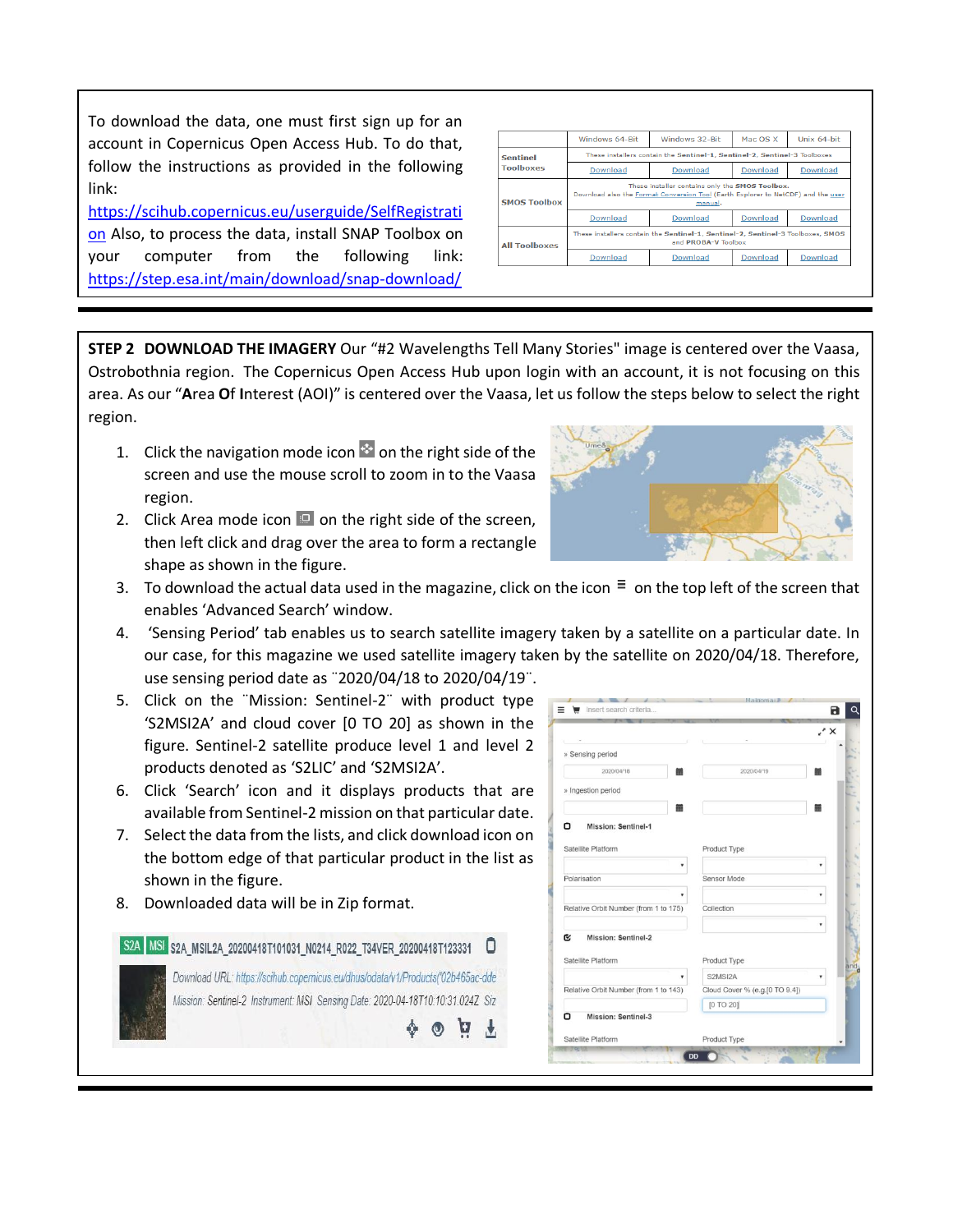To download the data, one must first sign up for an account in Copernicus Open Access Hub. To do that, follow the instructions as provided in the following link: https://scihub.copernicus.eu/userguide/SelfRegistration Also, to process the data, install SNAP Toolbox on your computer from the following link: https://step.esa.int/main/download/snap-download/

| | Windows 64-Bit | Windows 32-Bit | Mac OS X | Unix 64-bit |
|---|---|---|---|---|
| Sentinel Toolboxes | These installers contain the Sentinel-1, Sentinel-2, Sentinel-3 Toolboxes | | | |
| | Download | Download | Download | Download |
| SMOS Toolbox | These installer contains only the SMOS Toolbox. Download also the Format Conversion Tool (Earth Explorer to NetCDF) and the user manual. | | | |
| | Download | Download | Download | Download |
| All Toolboxes | These installers contain the Sentinel-1, Sentinel-2, Sentinel-3 Toolboxes, SMOS and PROBA-V Toolbox | | | |
| | Download | Download | Download | Download |

**STEP 2 DOWNLOAD THE IMAGERY** Our "#2 Wavelengths Tell Many Stories" image is centered over the Vaasa, Ostrobothnia region. The Copernicus Open Access Hub upon login with an account, it is not focusing on this area. As our "**A**rea **O**f **I**nterest (AOI)" is centered over the Vaasa, let us follow the steps below to select the right region.

1. Click the navigation mode icon on the right side of the screen and use the mouse scroll to zoom in to the Vaasa region.
2. Click Area mode icon on the right side of the screen, then left click and drag over the area to form a rectangle shape as shown in the figure.
3. To download the actual data used in the magazine, click on the icon ≡ on the top left of the screen that enables 'Advanced Search' window.
4. 'Sensing Period' tab enables us to search satellite imagery taken by a satellite on a particular date. In our case, for this magazine we used satellite imagery taken by the satellite on 2020/04/18. Therefore, use sensing period date as ¨2020/04/18 to 2020/04/19¨.
5. Click on the ¨Mission: Sentinel-2¨ with product type 'S2MSI2A' and cloud cover [0 TO 20] as shown in the figure. Sentinel-2 satellite produce level 1 and level 2 products denoted as 'S2L1C' and 'S2MSI2A'.
6. Click 'Search' icon and it displays products that are available from Sentinel-2 mission on that particular date.
7. Select the data from the lists, and click download icon on the bottom edge of that particular product in the list as shown in the figure.
8. Downloaded data will be in Zip format.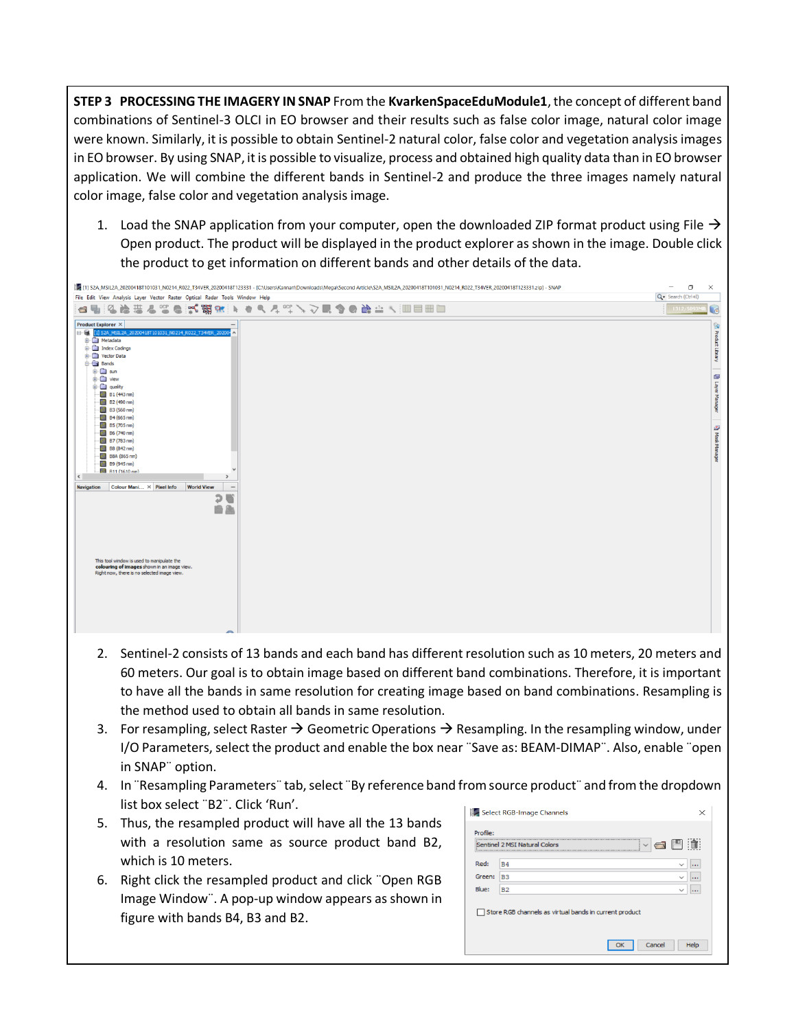**STEP 3 PROCESSING THE IMAGERY IN SNAP** From the **KvarkenSpaceEduModule1**, the concept of different band combinations of Sentinel-3 OLCI in EO browser and their results such as false color image, natural color image were known. Similarly, it is possible to obtain Sentinel-2 natural color, false color and vegetation analysis images in EO browser. By using SNAP, it is possible to visualize, process and obtained high quality data than in EO browser application. We will combine the different bands in Sentinel-2 and produce the three images namely natural color image, false color and vegetation analysis image.

1. Load the SNAP application from your computer, open the downloaded ZIP format product using File → Open product. The product will be displayed in the product explorer as shown in the image. Double click the product to get information on different bands and other details of the data.
2. Sentinel-2 consists of 13 bands and each band has different resolution such as 10 meters, 20 meters and 60 meters. Our goal is to obtain image based on different band combinations. Therefore, it is important to have all the bands in same resolution for creating image based on band combinations. Resampling is the method used to obtain all bands in same resolution.
3. For resampling, select Raster → Geometric Operations → Resampling. In the resampling window, under I/O Parameters, select the product and enable the box near ¨Save as: BEAM-DIMAP¨. Also, enable ¨open in SNAP¨ option.
4. In ¨Resampling Parameters¨ tab, select ¨By reference band from source product¨ and from the dropdown list box select ¨B2¨. Click 'Run'.
5. Thus, the resampled product will have all the 13 bands with a resolution same as source product band B2, which is 10 meters.
6. Right click the resampled product and click ¨Open RGB Image Window¨. A pop-up window appears as shown in figure with bands B4, B3 and B2.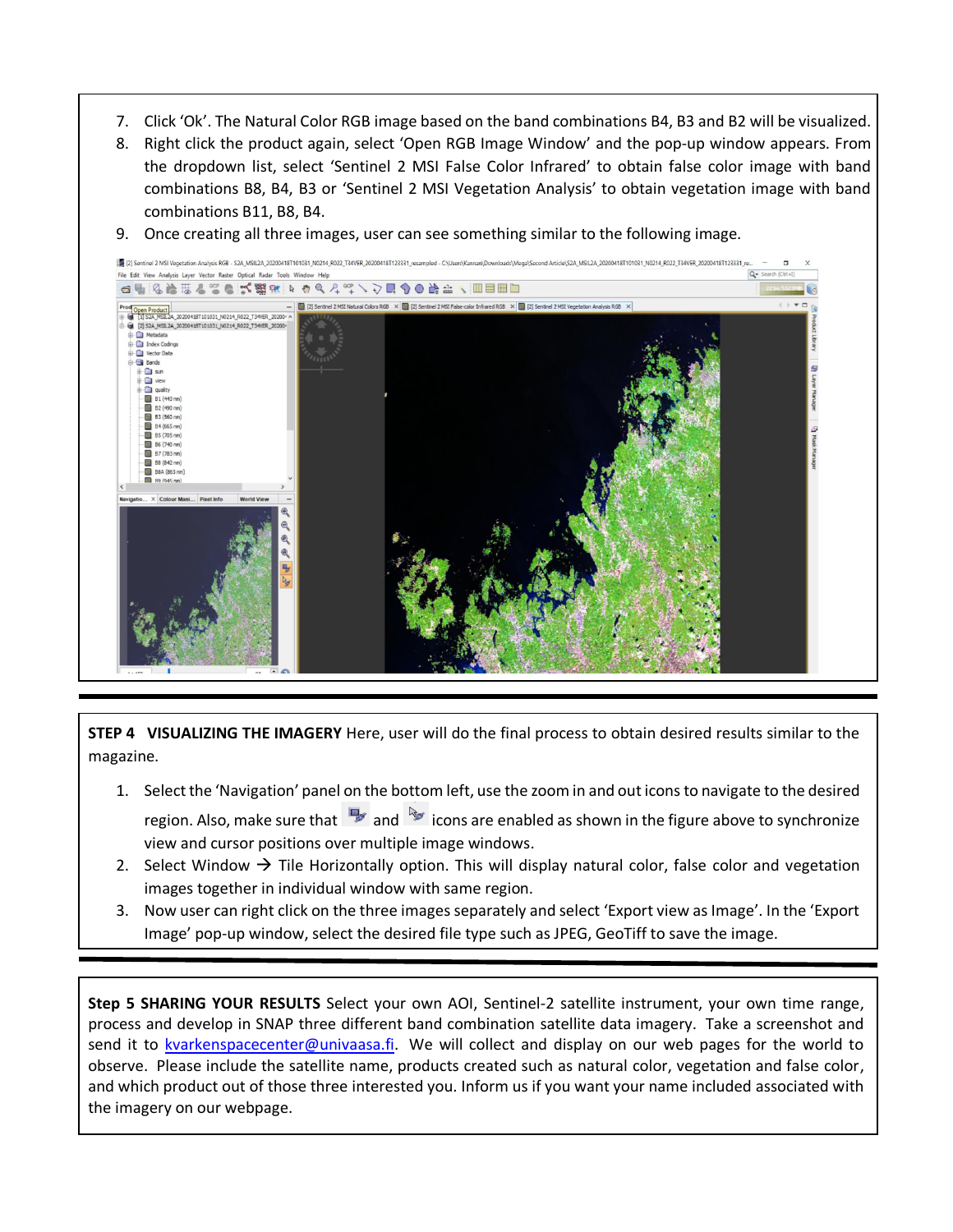7. Click 'Ok'. The Natural Color RGB image based on the band combinations B4, B3 and B2 will be visualized.
8. Right click the product again, select 'Open RGB Image Window' and the pop-up window appears. From the dropdown list, select 'Sentinel 2 MSI False Color Infrared' to obtain false color image with band combinations B8, B4, B3 or 'Sentinel 2 MSI Vegetation Analysis' to obtain vegetation image with band combinations B11, B8, B4.
9. Once creating all three images, user can see something similar to the following image.

**STEP 4 VISUALIZING THE IMAGERY** Here, user will do the final process to obtain desired results similar to the magazine.

1. Select the 'Navigation' panel on the bottom left, use the zoom in and out icons to navigate to the desired region. Also, make sure that and icons are enabled as shown in the figure above to synchronize view and cursor positions over multiple image windows.
2. Select Window → Tile Horizontally option. This will display natural color, false color and vegetation images together in individual window with same region.
3. Now user can right click on the three images separately and select 'Export view as Image'. In the 'Export Image' pop-up window, select the desired file type such as JPEG, GeoTiff to save the image.

**Step 5 SHARING YOUR RESULTS** Select your own AOI, Sentinel-2 satellite instrument, your own time range, process and develop in SNAP three different band combination satellite data imagery. Take a screenshot and send it to kvarkenspacecenter@univaasa.fi. We will collect and display on our web pages for the world to observe. Please include the satellite name, products created such as natural color, vegetation and false color, and which product out of those three interested you. Inform us if you want your name included associated with the imagery on our webpage.